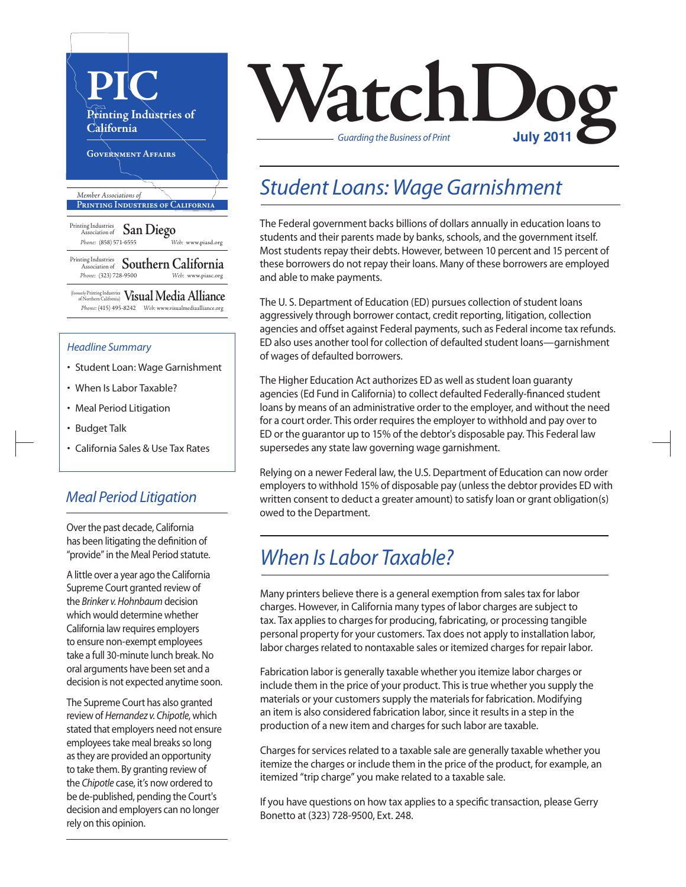# WatchDog

*Guarding the Business of Print*

**July 2011**

**PIC**
Printing Industries of California
Government Affairs

*Member Associations of*
**Printing Industries of California**

Printing Industries Association of **San Diego**
*Phone:* (858) 571-6555 *Web:* www.piasd.org

Printing Industries Association of **Southern California**
*Phone:* (323) 728-9500 *Web:* www.piasc.org

(formerly Printing Industries of Northern California) **Visual Media Alliance**
*Phone:* (415) 495-8242 *Web:* www.visualmediaalliance.org

*Headline Summary*

- Student Loan: Wage Garnishment
- When Is Labor Taxable?
- Meal Period Litigation
- Budget Talk
- California Sales & Use Tax Rates

## Student Loans: Wage Garnishment

The Federal government backs billions of dollars annually in education loans to students and their parents made by banks, schools, and the government itself. Most students repay their debts. However, between 10 percent and 15 percent of these borrowers do not repay their loans. Many of these borrowers are employed and able to make payments.

The U. S. Department of Education (ED) pursues collection of student loans aggressively through borrower contact, credit reporting, litigation, collection agencies and offset against Federal payments, such as Federal income tax refunds. ED also uses another tool for collection of defaulted student loans—garnishment of wages of defaulted borrowers.

The Higher Education Act authorizes ED as well as student loan guaranty agencies (Ed Fund in California) to collect defaulted Federally-financed student loans by means of an administrative order to the employer, and without the need for a court order. This order requires the employer to withhold and pay over to ED or the guarantor up to 15% of the debtor's disposable pay. This Federal law supersedes any state law governing wage garnishment.

Relying on a newer Federal law, the U.S. Department of Education can now order employers to withhold 15% of disposable pay (unless the debtor provides ED with written consent to deduct a greater amount) to satisfy loan or grant obligation(s) owed to the Department.

## When Is Labor Taxable?

Many printers believe there is a general exemption from sales tax for labor charges. However, in California many types of labor charges are subject to tax. Tax applies to charges for producing, fabricating, or processing tangible personal property for your customers. Tax does not apply to installation labor, labor charges related to nontaxable sales or itemized charges for repair labor.

Fabrication labor is generally taxable whether you itemize labor charges or include them in the price of your product. This is true whether you supply the materials or your customers supply the materials for fabrication. Modifying an item is also considered fabrication labor, since it results in a step in the production of a new item and charges for such labor are taxable.

Charges for services related to a taxable sale are generally taxable whether you itemize the charges or include them in the price of the product, for example, an itemized "trip charge" you make related to a taxable sale.

If you have questions on how tax applies to a specific transaction, please Gerry Bonetto at (323) 728-9500, Ext. 248.

## Meal Period Litigation

Over the past decade, California has been litigating the definition of "provide" in the Meal Period statute.

A little over a year ago the California Supreme Court granted review of the *Brinker v. Hohnbaum* decision which would determine whether California law requires employers to ensure non-exempt employees take a full 30-minute lunch break. No oral arguments have been set and a decision is not expected anytime soon.

The Supreme Court has also granted review of *Hernandez v. Chipotle*, which stated that employers need not ensure employees take meal breaks so long as they are provided an opportunity to take them. By granting review of the *Chipotle* case, it's now ordered to be de-published, pending the Court's decision and employers can no longer rely on this opinion.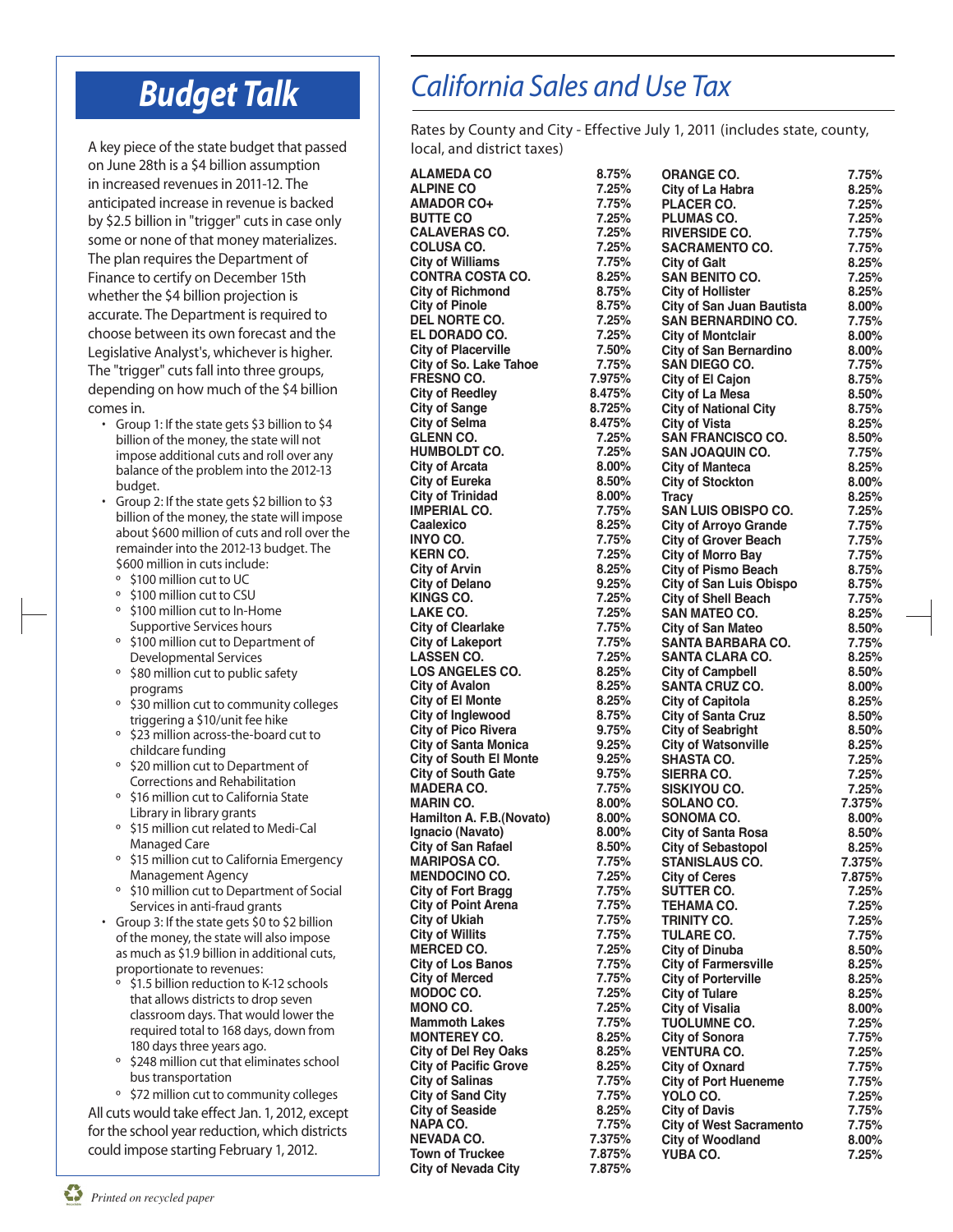# Budget Talk

A key piece of the state budget that passed on June 28th is a $4 billion assumption in increased revenues in 2011-12. The anticipated increase in revenue is backed by $2.5 billion in "trigger" cuts in case only some or none of that money materializes. The plan requires the Department of Finance to certify on December 15th whether the $4 billion projection is accurate. The Department is required to choose between its own forecast and the Legislative Analyst's, whichever is higher. The "trigger" cuts fall into three groups, depending on how much of the $4 billion comes in.

- Group 1: If the state gets $3 billion to $4 billion of the money, the state will not impose additional cuts and roll over any balance of the problem into the 2012-13 budget.
- Group 2: If the state gets $2 billion to $3 billion of the money, the state will impose about $600 million of cuts and roll over the remainder into the 2012-13 budget. The $600 million in cuts include:
  - $100 million cut to UC
  - $100 million cut to CSU
  - $100 million cut to In-Home Supportive Services hours
  - $100 million cut to Department of Developmental Services
  - $80 million cut to public safety programs
  - $30 million cut to community colleges triggering a $10/unit fee hike
  - $23 million across-the-board cut to childcare funding
  - $20 million cut to Department of Corrections and Rehabilitation
  - $16 million cut to California State Library in library grants
  - $15 million cut related to Medi-Cal Managed Care
  - $15 million cut to California Emergency Management Agency
  - $10 million cut to Department of Social Services in anti-fraud grants
- Group 3: If the state gets $0 to $2 billion of the money, the state will also impose as much as $1.9 billion in additional cuts, proportionate to revenues:
  - $1.5 billion reduction to K-12 schools that allows districts to drop seven classroom days. That would lower the required total to 168 days, down from 180 days three years ago.
  - $248 million cut that eliminates school bus transportation
  - $72 million cut to community colleges

All cuts would take effect Jan. 1, 2012, except for the school year reduction, which districts could impose starting February 1, 2012.

# California Sales and Use Tax

Rates by County and City - Effective July 1, 2011 (includes state, county, local, and district taxes)

| | |
|---|---|
| **ALAMEDA CO** | 8.75% |
| **ALPINE CO** | 7.25% |
| **AMADOR CO+** | 7.75% |
| **BUTTE CO** | 7.25% |
| **CALAVERAS CO.** | 7.25% |
| **COLUSA CO.** | 7.25% |
| City of Williams | 7.75% |
| **CONTRA COSTA CO.** | 8.25% |
| City of Richmond | 8.75% |
| City of Pinole | 8.75% |
| **DEL NORTE CO.** | 7.25% |
| **EL DORADO CO.** | 7.25% |
| City of Placerville | 7.50% |
| City of So. Lake Tahoe | 7.75% |
| **FRESNO CO.** | 7.975% |
| City of Reedley | 8.475% |
| City of Sange | 8.725% |
| City of Selma | 8.475% |
| **GLENN CO.** | 7.25% |
| **HUMBOLDT CO.** | 7.25% |
| City of Arcata | 8.00% |
| City of Eureka | 8.50% |
| City of Trinidad | 8.00% |
| **IMPERIAL CO.** | 7.75% |
| Caalexico | 8.25% |
| **INYO CO.** | 7.75% |
| **KERN CO.** | 7.25% |
| City of Arvin | 8.25% |
| City of Delano | 9.25% |
| **KINGS CO.** | 7.25% |
| **LAKE CO.** | 7.25% |
| City of Clearlake | 7.75% |
| City of Lakeport | 7.75% |
| **LASSEN CO.** | 7.25% |
| **LOS ANGELES CO.** | 8.25% |
| City of Avalon | 8.25% |
| City of El Monte | 8.25% |
| City of Inglewood | 8.75% |
| City of Pico Rivera | 9.75% |
| City of Santa Monica | 9.25% |
| City of South El Monte | 9.25% |
| City of South Gate | 9.75% |
| **MADERA CO.** | 7.75% |
| **MARIN CO.** | 8.00% |
| Hamilton A. F.B.(Novato) | 8.00% |
| Ignacio (Navato) | 8.00% |
| City of San Rafael | 8.50% |
| **MARIPOSA CO.** | 7.75% |
| **MENDOCINO CO.** | 7.25% |
| City of Fort Bragg | 7.75% |
| City of Point Arena | 7.75% |
| City of Ukiah | 7.75% |
| City of Willits | 7.75% |
| **MERCED CO.** | 7.25% |
| City of Los Banos | 7.75% |
| City of Merced | 7.75% |
| **MODOC CO.** | 7.25% |
| **MONO CO.** | 7.25% |
| Mammoth Lakes | 7.75% |
| **MONTEREY CO.** | 8.25% |
| City of Del Rey Oaks | 8.25% |
| City of Pacific Grove | 8.25% |
| City of Salinas | 7.75% |
| City of Sand City | 7.75% |
| City of Seaside | 8.25% |
| **NAPA CO.** | 7.75% |
| **NEVADA CO.** | 7.375% |
| Town of Truckee | 7.875% |
| City of Nevada City | 7.875% |
| **ORANGE CO.** | 7.75% |
| City of La Habra | 8.25% |
| **PLACER CO.** | 7.25% |
| **PLUMAS CO.** | 7.25% |
| **RIVERSIDE CO.** | 7.75% |
| **SACRAMENTO CO.** | 7.75% |
| City of Galt | 8.25% |
| **SAN BENITO CO.** | 7.25% |
| City of Hollister | 8.25% |
| City of San Juan Bautista | 8.00% |
| **SAN BERNARDINO CO.** | 7.75% |
| City of Montclair | 8.00% |
| City of San Bernardino | 8.00% |
| **SAN DIEGO CO.** | 7.75% |
| City of El Cajon | 8.75% |
| City of La Mesa | 8.50% |
| City of National City | 8.75% |
| City of Vista | 8.25% |
| **SAN FRANCISCO CO.** | 8.50% |
| **SAN JOAQUIN CO.** | 7.75% |
| City of Manteca | 8.25% |
| City of Stockton | 8.00% |
| Tracy | 8.25% |
| **SAN LUIS OBISPO CO.** | 7.25% |
| City of Arroyo Grande | 7.75% |
| City of Grover Beach | 7.75% |
| City of Morro Bay | 7.75% |
| City of Pismo Beach | 8.75% |
| City of San Luis Obispo | 8.75% |
| City of Shell Beach | 7.75% |
| **SAN MATEO CO.** | 8.25% |
| City of San Mateo | 8.50% |
| **SANTA BARBARA CO.** | 7.75% |
| **SANTA CLARA CO.** | 8.25% |
| City of Campbell | 8.50% |
| **SANTA CRUZ CO.** | 8.00% |
| City of Capitola | 8.25% |
| City of Santa Cruz | 8.50% |
| City of Seabright | 8.50% |
| City of Watsonville | 8.25% |
| **SHASTA CO.** | 7.25% |
| **SIERRA CO.** | 7.25% |
| **SISKIYOU CO.** | 7.25% |
| **SOLANO CO.** | 7.375% |
| **SONOMA CO.** | 8.00% |
| City of Santa Rosa | 8.50% |
| City of Sebastopol | 8.25% |
| **STANISLAUS CO.** | 7.375% |
| City of Ceres | 7.875% |
| **SUTTER CO.** | 7.25% |
| **TEHAMA CO.** | 7.25% |
| **TRINITY CO.** | 7.25% |
| **TULARE CO.** | 7.75% |
| City of Dinuba | 8.50% |
| City of Farmersville | 8.25% |
| City of Porterville | 8.25% |
| City of Tulare | 8.25% |
| City of Visalia | 8.00% |
| **TUOLUMNE CO.** | 7.25% |
| City of Sonora | 7.75% |
| **VENTURA CO.** | 7.25% |
| City of Oxnard | 7.75% |
| City of Port Hueneme | 7.75% |
| **YOLO CO.** | 7.25% |
| City of Davis | 7.75% |
| City of West Sacramento | 7.75% |
| City of Woodland | 8.00% |
| **YUBA CO.** | 7.25% |

*Printed on recycled paper*